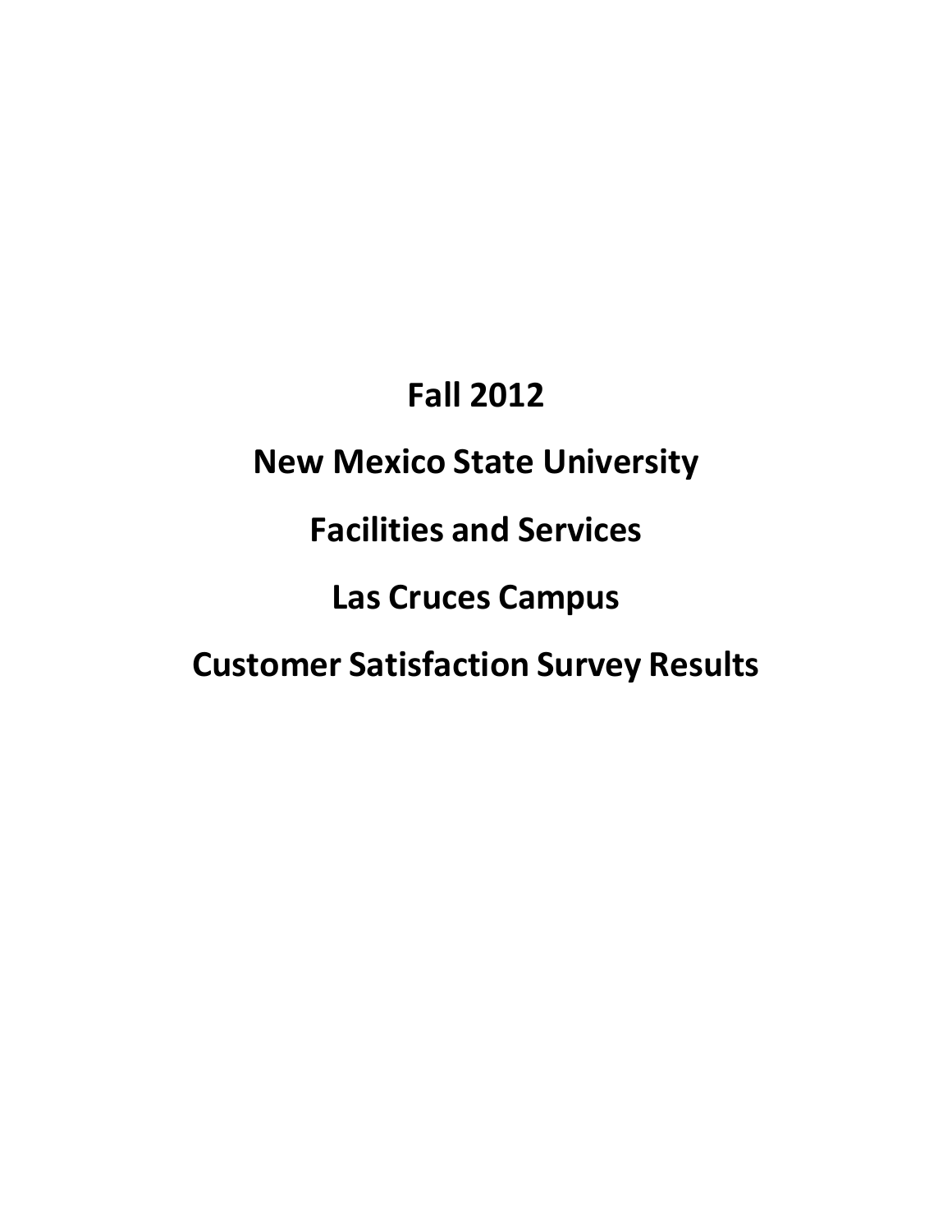# Fall 2012

# New Mexico State University

# Facilities and Services

# Las Cruces Campus

# Customer Satisfaction Survey Results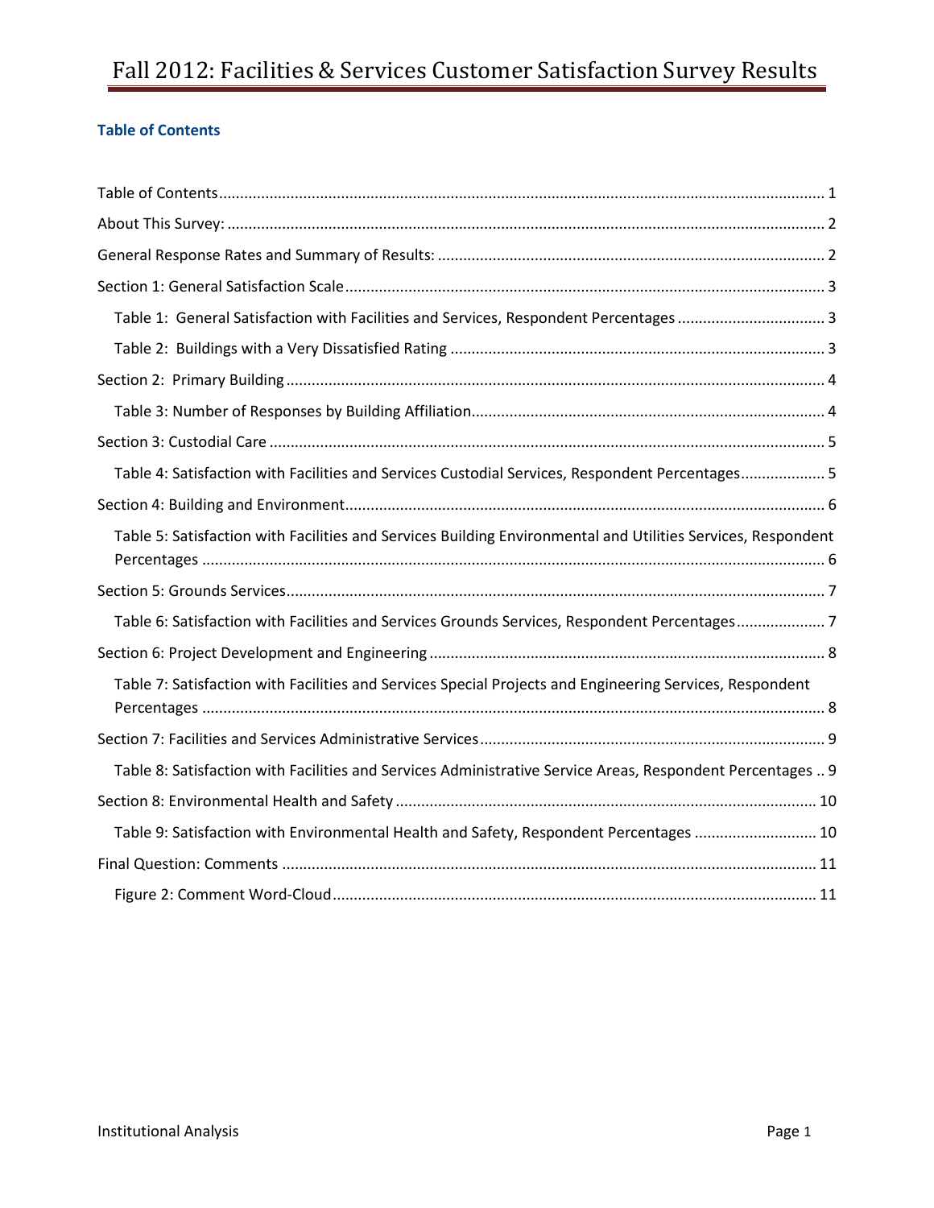# Fall 2012: Facilities & Services Customer Satisfaction Survey Results

### Table of Contents

- Table of Contents .............................................................................................................................. 1
- About This Survey: ............................................................................................................................ 2
- General Response Rates and Summary of Results: ........................................................................... 2
- Section 1: General Satisfaction Scale ................................................................................................. 3
  - Table 1: General Satisfaction with Facilities and Services, Respondent Percentages ................................... 3
  - Table 2: Buildings with a Very Dissatisfied Rating ........................................................................ 3
- Section 2: Primary Building ............................................................................................................... 4
  - Table 3: Number of Responses by Building Affiliation .................................................................... 4
- Section 3: Custodial Care .................................................................................................................. 5
  - Table 4: Satisfaction with Facilities and Services Custodial Services, Respondent Percentages .................... 5
- Section 4: Building and Environment ................................................................................................. 6
  - Table 5: Satisfaction with Facilities and Services Building Environmental and Utilities Services, Respondent Percentages ................................................................................................................................ 6
- Section 5: Grounds Services ............................................................................................................... 7
  - Table 6: Satisfaction with Facilities and Services Grounds Services, Respondent Percentages ..................... 7
- Section 6: Project Development and Engineering ............................................................................. 8
  - Table 7: Satisfaction with Facilities and Services Special Projects and Engineering Services, Respondent Percentages ................................................................................................................................ 8
- Section 7: Facilities and Services Administrative Services ................................................................. 9
  - Table 8: Satisfaction with Facilities and Services Administrative Service Areas, Respondent Percentages .. 9
- Section 8: Environmental Health and Safety ................................................................................... 10
  - Table 9: Satisfaction with Environmental Health and Safety, Respondent Percentages ............................ 10
- Final Question: Comments .............................................................................................................. 11
  - Figure 2: Comment Word-Cloud .................................................................................................. 11

Institutional Analysis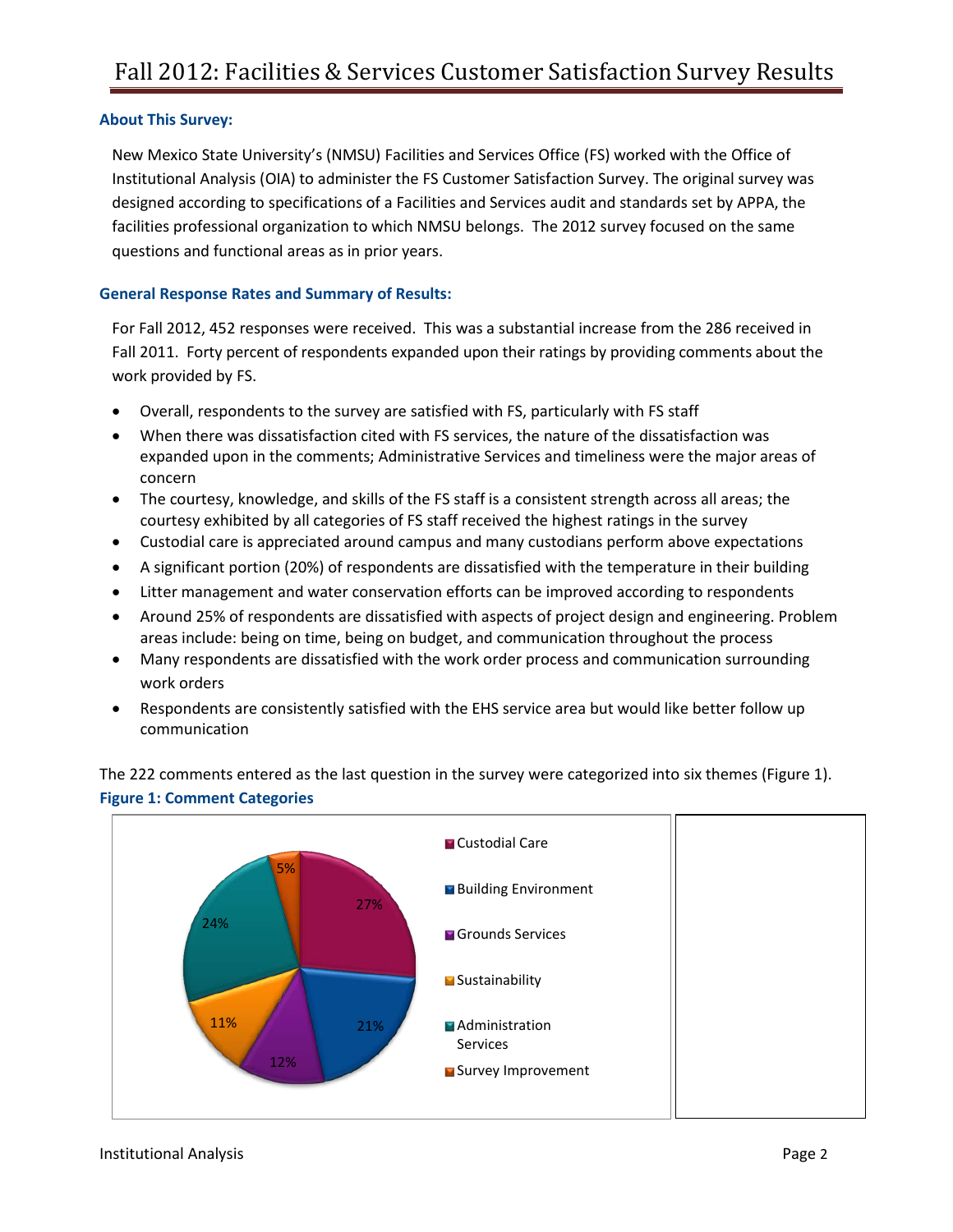# Fall 2012: Facilities & Services Customer Satisfaction Survey Results

### About This Survey:

New Mexico State University's (NMSU) Facilities and Services Office (FS) worked with the Office of Institutional Analysis (OIA) to administer the FS Customer Satisfaction Survey. The original survey was designed according to specifications of a Facilities and Services audit and standards set by APPA, the facilities professional organization to which NMSU belongs. The 2012 survey focused on the same questions and functional areas as in prior years.

### General Response Rates and Summary of Results:

For Fall 2012, 452 responses were received. This was a substantial increase from the 286 received in Fall 2011. Forty percent of respondents expanded upon their ratings by providing comments about the work provided by FS.

- Overall, respondents to the survey are satisfied with FS, particularly with FS staff
- When there was dissatisfaction cited with FS services, the nature of the dissatisfaction was expanded upon in the comments; Administrative Services and timeliness were the major areas of concern
- The courtesy, knowledge, and skills of the FS staff is a consistent strength across all areas; the courtesy exhibited by all categories of FS staff received the highest ratings in the survey
- Custodial care is appreciated around campus and many custodians perform above expectations
- A significant portion (20%) of respondents are dissatisfied with the temperature in their building
- Litter management and water conservation efforts can be improved according to respondents
- Around 25% of respondents are dissatisfied with aspects of project design and engineering. Problem areas include: being on time, being on budget, and communication throughout the process
- Many respondents are dissatisfied with the work order process and communication surrounding work orders
- Respondents are consistently satisfied with the EHS service area but would like better follow up communication

The 222 comments entered as the last question in the survey were categorized into six themes (Figure 1).

**Figure 1: Comment Categories**

| Category | Percent |
|---|---|
| Custodial Care | 27% |
| Building Environment | 21% |
| Grounds Services | 12% |
| Sustainability | 11% |
| Administration Services | 24% |
| Survey Improvement | 5% |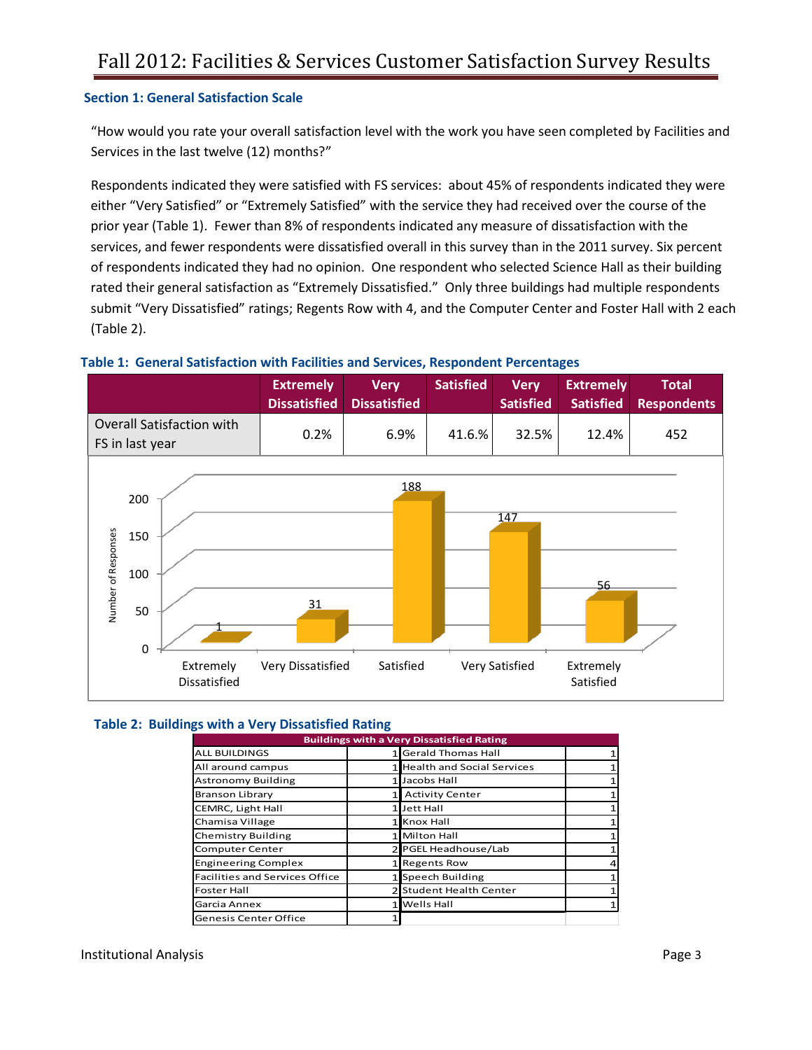# Fall 2012: Facilities & Services Customer Satisfaction Survey Results

### Section 1: General Satisfaction Scale

"How would you rate your overall satisfaction level with the work you have seen completed by Facilities and Services in the last twelve (12) months?"

Respondents indicated they were satisfied with FS services: about 45% of respondents indicated they were either "Very Satisfied" or "Extremely Satisfied" with the service they had received over the course of the prior year (Table 1). Fewer than 8% of respondents indicated any measure of dissatisfaction with the services, and fewer respondents were dissatisfied overall in this survey than in the 2011 survey. Six percent of respondents indicated they had no opinion. One respondent who selected Science Hall as their building rated their general satisfaction as "Extremely Dissatisfied." Only three buildings had multiple respondents submit "Very Dissatisfied" ratings; Regents Row with 4, and the Computer Center and Foster Hall with 2 each (Table 2).

**Table 1: General Satisfaction with Facilities and Services, Respondent Percentages**

| | Extremely Dissatisfied | Very Dissatisfied | Satisfied | Very Satisfied | Extremely Satisfied | Total Respondents |
|---|---|---|---|---|---|---|
| Overall Satisfaction with FS in last year | 0.2% | 6.9% | 41.6.% | 32.5% | 12.4% | 452 |

| Response | Number of Responses |
|---|---|
| Extremely Dissatisfied | 1 |
| Very Dissatisfied | 31 |
| Satisfied | 188 |
| Very Satisfied | 147 |
| Extremely Satisfied | 56 |

**Table 2: Buildings with a Very Dissatisfied Rating**

| Buildings with a Very Dissatisfied Rating | | | |
|---|---|---|---|
| ALL BUILDINGS | 1 | Gerald Thomas Hall | 1 |
| All around campus | 1 | Health and Social Services | 1 |
| Astronomy Building | 1 | Jacobs Hall | 1 |
| Branson Library | 1 | Activity Center | 1 |
| CEMRC, Light Hall | 1 | Jett Hall | 1 |
| Chamisa Village | 1 | Knox Hall | 1 |
| Chemistry Building | 1 | Milton Hall | 1 |
| Computer Center | 2 | PGEL Headhouse/Lab | 1 |
| Engineering Complex | 1 | Regents Row | 4 |
| Facilities and Services Office | 1 | Speech Building | 1 |
| Foster Hall | 2 | Student Health Center | 1 |
| Garcia Annex | 1 | Wells Hall | 1 |
| Genesis Center Office | 1 | | |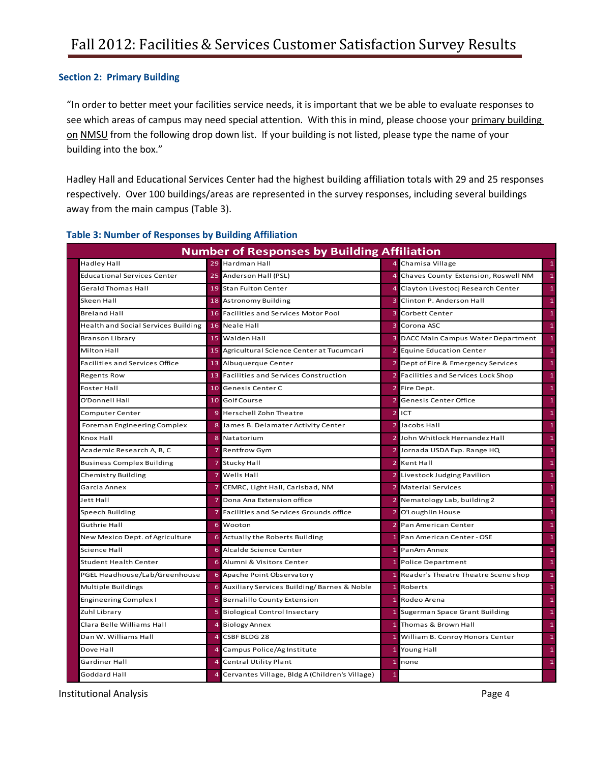### Section 2: Primary Building

"In order to better meet your facilities service needs, it is important that we be able to evaluate responses to see which areas of campus may need special attention. With this in mind, please choose your primary building on NMSU from the following drop down list. If your building is not listed, please type the name of your building into the box."

Hadley Hall and Educational Services Center had the highest building affiliation totals with 29 and 25 responses respectively. Over 100 buildings/areas are represented in the survey responses, including several buildings away from the main campus (Table 3).

### Table 3: Number of Responses by Building Affiliation

| Number of Responses by Building Affiliation | | | | | |
|---|---|---|---|---|---|
| Hadley Hall | 29 | Hardman Hall | 4 | Chamisa Village | 1 |
| Educational Services Center | 25 | Anderson Hall (PSL) | 4 | Chaves County Extension, Roswell NM | 1 |
| Gerald Thomas Hall | 19 | Stan Fulton Center | 4 | Clayton Livestocj Research Center | 1 |
| Skeen Hall | 18 | Astronomy Building | 3 | Clinton P. Anderson Hall | 1 |
| Breland Hall | 16 | Facilities and Services Motor Pool | 3 | Corbett Center | 1 |
| Health and Social Services Building | 16 | Neale Hall | 3 | Corona ASC | 1 |
| Branson Library | 15 | Walden Hall | 3 | DACC Main Campus Water Department | 1 |
| Milton Hall | 15 | Agricultural Science Center at Tucumcari | 2 | Equine Education Center | 1 |
| Facilities and Services Office | 13 | Albuquerque Center | 2 | Dept of Fire & Emergency Services | 1 |
| Regents Row | 13 | Facilities and Services Construction | 2 | Facilities and Services Lock Shop | 1 |
| Foster Hall | 10 | Genesis Center C | 2 | Fire Dept. | 1 |
| O'Donnell Hall | 10 | Golf Course | 2 | Genesis Center Office | 1 |
| Computer Center | 9 | Herschell Zohn Theatre | 2 | ICT | 1 |
| Foreman Engineering Complex | 8 | James B. Delamater Activity Center | 2 | Jacobs Hall | 1 |
| Knox Hall | 8 | Natatorium | 2 | John Whitlock Hernandez Hall | 1 |
| Academic Research A, B, C | 7 | Rentfrow Gym | 2 | Jornada USDA Exp. Range HQ | 1 |
| Business Complex Building | 7 | Stucky Hall | 2 | Kent Hall | 1 |
| Chemistry Building | 7 | Wells Hall | 2 | Livestock Judging Pavilion | 1 |
| Garcia Annex | 7 | CEMRC, Light Hall, Carlsbad, NM | 2 | Material Services | 1 |
| Jett Hall | 7 | Dona Ana Extension office | 2 | Nematology Lab, building 2 | 1 |
| Speech Building | 7 | Facilities and Services Grounds office | 2 | O'Loughlin House | 1 |
| Guthrie Hall | 6 | Wooton | 2 | Pan American Center | 1 |
| New Mexico Dept. of Agriculture | 6 | Actually the Roberts Building | 1 | Pan American Center - OSE | 1 |
| Science Hall | 6 | Alcalde Science Center | 1 | PanAm Annex | 1 |
| Student Health Center | 6 | Alumni & Visitors Center | 1 | Police Department | 1 |
| PGEL Headhouse/Lab/Greenhouse | 6 | Apache Point Observatory | 1 | Reader's Theatre Theatre Scene shop | 1 |
| Multiple Buildings | 6 | Auxiliary Services Building/ Barnes & Noble | 1 | Roberts | 1 |
| Engineering Complex I | 5 | Bernalillo County Extension | 1 | Rodeo Arena | 1 |
| Zuhl Library | 5 | Biological Control Insectary | 1 | Sugerman Space Grant Building | 1 |
| Clara Belle Williams Hall | 4 | Biology Annex | 1 | Thomas & Brown Hall | 1 |
| Dan W. Williams Hall | 4 | CSBF BLDG 28 | 1 | William B. Conroy Honors Center | 1 |
| Dove Hall | 4 | Campus Police/Ag Institute | 1 | Young Hall | 1 |
| Gardiner Hall | 4 | Central Utility Plant | 1 | none | 1 |
| Goddard Hall | 4 | Cervantes Village, Bldg A (Children's Village) | 1 | | |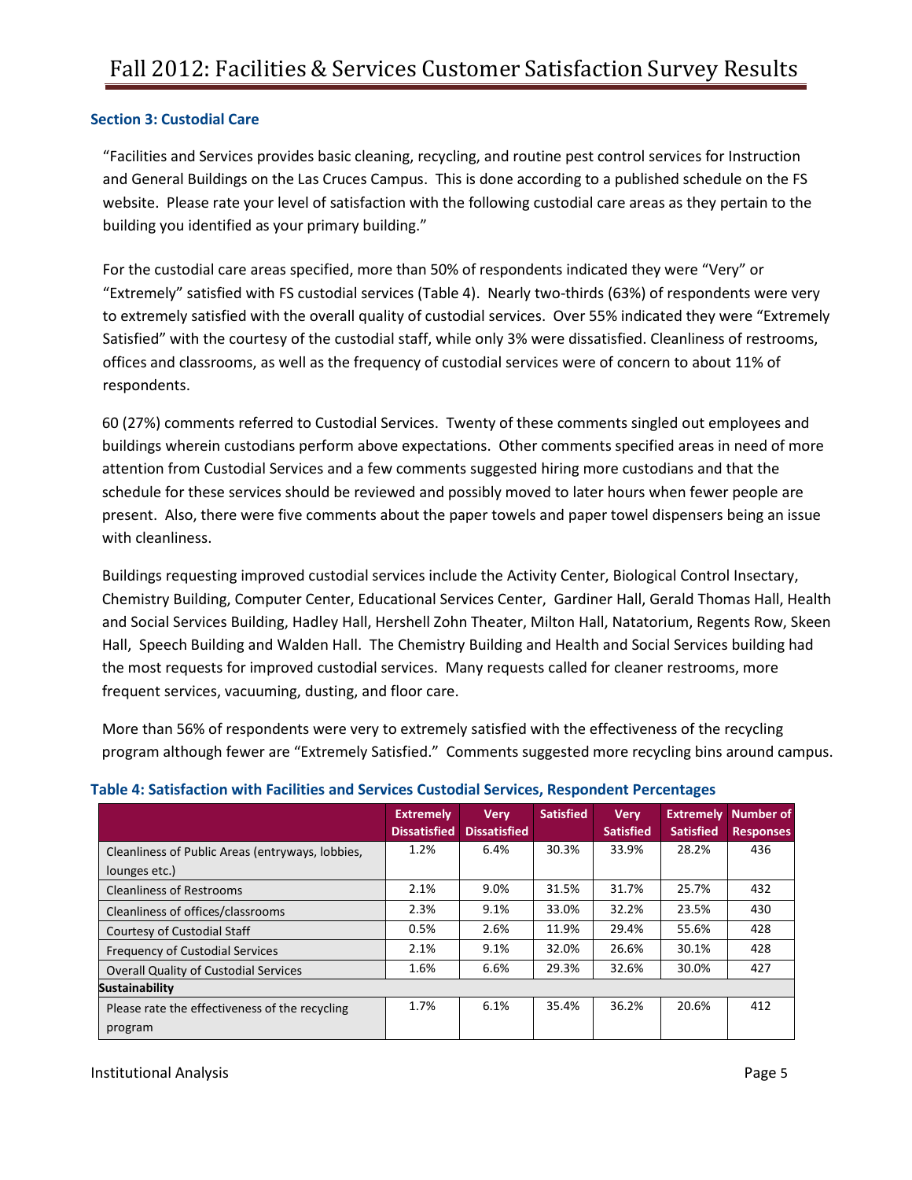### Section 3: Custodial Care

"Facilities and Services provides basic cleaning, recycling, and routine pest control services for Instruction and General Buildings on the Las Cruces Campus. This is done according to a published schedule on the FS website. Please rate your level of satisfaction with the following custodial care areas as they pertain to the building you identified as your primary building."

For the custodial care areas specified, more than 50% of respondents indicated they were "Very" or "Extremely" satisfied with FS custodial services (Table 4). Nearly two-thirds (63%) of respondents were very to extremely satisfied with the overall quality of custodial services. Over 55% indicated they were "Extremely Satisfied" with the courtesy of the custodial staff, while only 3% were dissatisfied. Cleanliness of restrooms, offices and classrooms, as well as the frequency of custodial services were of concern to about 11% of respondents.

60 (27%) comments referred to Custodial Services. Twenty of these comments singled out employees and buildings wherein custodians perform above expectations. Other comments specified areas in need of more attention from Custodial Services and a few comments suggested hiring more custodians and that the schedule for these services should be reviewed and possibly moved to later hours when fewer people are present. Also, there were five comments about the paper towels and paper towel dispensers being an issue with cleanliness.

Buildings requesting improved custodial services include the Activity Center, Biological Control Insectary, Chemistry Building, Computer Center, Educational Services Center, Gardiner Hall, Gerald Thomas Hall, Health and Social Services Building, Hadley Hall, Hershell Zohn Theater, Milton Hall, Natatorium, Regents Row, Skeen Hall, Speech Building and Walden Hall. The Chemistry Building and Health and Social Services building had the most requests for improved custodial services. Many requests called for cleaner restrooms, more frequent services, vacuuming, dusting, and floor care.

More than 56% of respondents were very to extremely satisfied with the effectiveness of the recycling program although fewer are "Extremely Satisfied." Comments suggested more recycling bins around campus.

**Table 4: Satisfaction with Facilities and Services Custodial Services, Respondent Percentages**

| | Extremely Dissatisfied | Very Dissatisfied | Satisfied | Very Satisfied | Extremely Satisfied | Number of Responses |
|---|---|---|---|---|---|---|
| Cleanliness of Public Areas (entryways, lobbies, lounges etc.) | 1.2% | 6.4% | 30.3% | 33.9% | 28.2% | 436 |
| Cleanliness of Restrooms | 2.1% | 9.0% | 31.5% | 31.7% | 25.7% | 432 |
| Cleanliness of offices/classrooms | 2.3% | 9.1% | 33.0% | 32.2% | 23.5% | 430 |
| Courtesy of Custodial Staff | 0.5% | 2.6% | 11.9% | 29.4% | 55.6% | 428 |
| Frequency of Custodial Services | 2.1% | 9.1% | 32.0% | 26.6% | 30.1% | 428 |
| Overall Quality of Custodial Services | 1.6% | 6.6% | 29.3% | 32.6% | 30.0% | 427 |
| **Sustainability** | | | | | | |
| Please rate the effectiveness of the recycling program | 1.7% | 6.1% | 35.4% | 36.2% | 20.6% | 412 |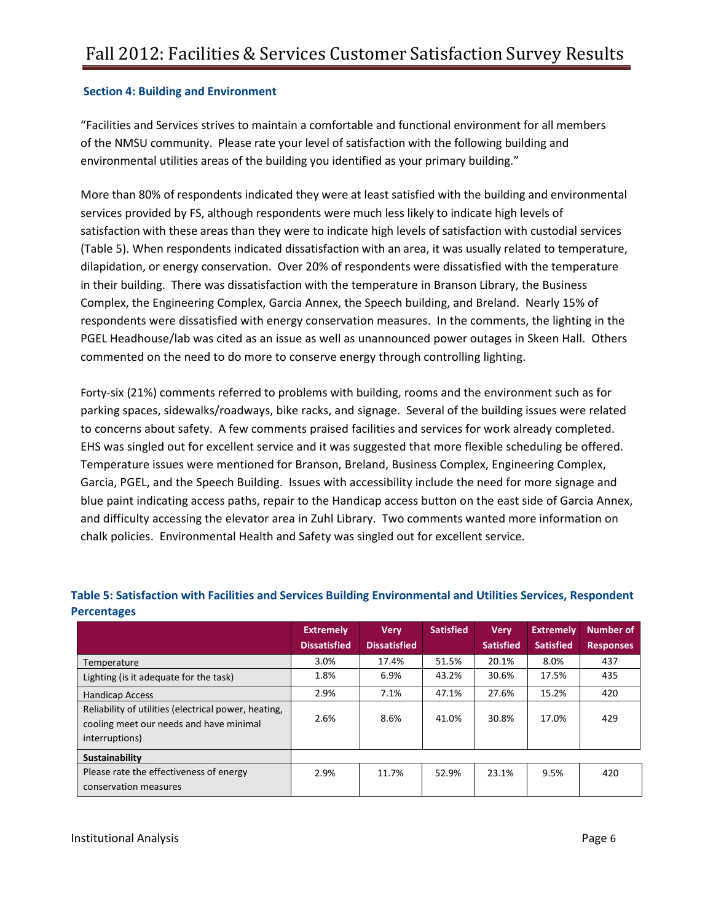### Section 4: Building and Environment

"Facilities and Services strives to maintain a comfortable and functional environment for all members of the NMSU community. Please rate your level of satisfaction with the following building and environmental utilities areas of the building you identified as your primary building."

More than 80% of respondents indicated they were at least satisfied with the building and environmental services provided by FS, although respondents were much less likely to indicate high levels of satisfaction with these areas than they were to indicate high levels of satisfaction with custodial services (Table 5). When respondents indicated dissatisfaction with an area, it was usually related to temperature, dilapidation, or energy conservation. Over 20% of respondents were dissatisfied with the temperature in their building. There was dissatisfaction with the temperature in Branson Library, the Business Complex, the Engineering Complex, Garcia Annex, the Speech building, and Breland. Nearly 15% of respondents were dissatisfied with energy conservation measures. In the comments, the lighting in the PGEL Headhouse/lab was cited as an issue as well as unannounced power outages in Skeen Hall. Others commented on the need to do more to conserve energy through controlling lighting.

Forty-six (21%) comments referred to problems with building, rooms and the environment such as for parking spaces, sidewalks/roadways, bike racks, and signage. Several of the building issues were related to concerns about safety. A few comments praised facilities and services for work already completed. EHS was singled out for excellent service and it was suggested that more flexible scheduling be offered. Temperature issues were mentioned for Branson, Breland, Business Complex, Engineering Complex, Garcia, PGEL, and the Speech Building. Issues with accessibility include the need for more signage and blue paint indicating access paths, repair to the Handicap access button on the east side of Garcia Annex, and difficulty accessing the elevator area in Zuhl Library. Two comments wanted more information on chalk policies. Environmental Health and Safety was singled out for excellent service.

**Table 5: Satisfaction with Facilities and Services Building Environmental and Utilities Services, Respondent Percentages**

| | Extremely Dissatisfied | Very Dissatisfied | Satisfied | Very Satisfied | Extremely Satisfied | Number of Responses |
|---|---|---|---|---|---|---|
| Temperature | 3.0% | 17.4% | 51.5% | 20.1% | 8.0% | 437 |
| Lighting (is it adequate for the task) | 1.8% | 6.9% | 43.2% | 30.6% | 17.5% | 435 |
| Handicap Access | 2.9% | 7.1% | 47.1% | 27.6% | 15.2% | 420 |
| Reliability of utilities (electrical power, heating, cooling meet our needs and have minimal interruptions) | 2.6% | 8.6% | 41.0% | 30.8% | 17.0% | 429 |
| **Sustainability** | | | | | | |
| Please rate the effectiveness of energy conservation measures | 2.9% | 11.7% | 52.9% | 23.1% | 9.5% | 420 |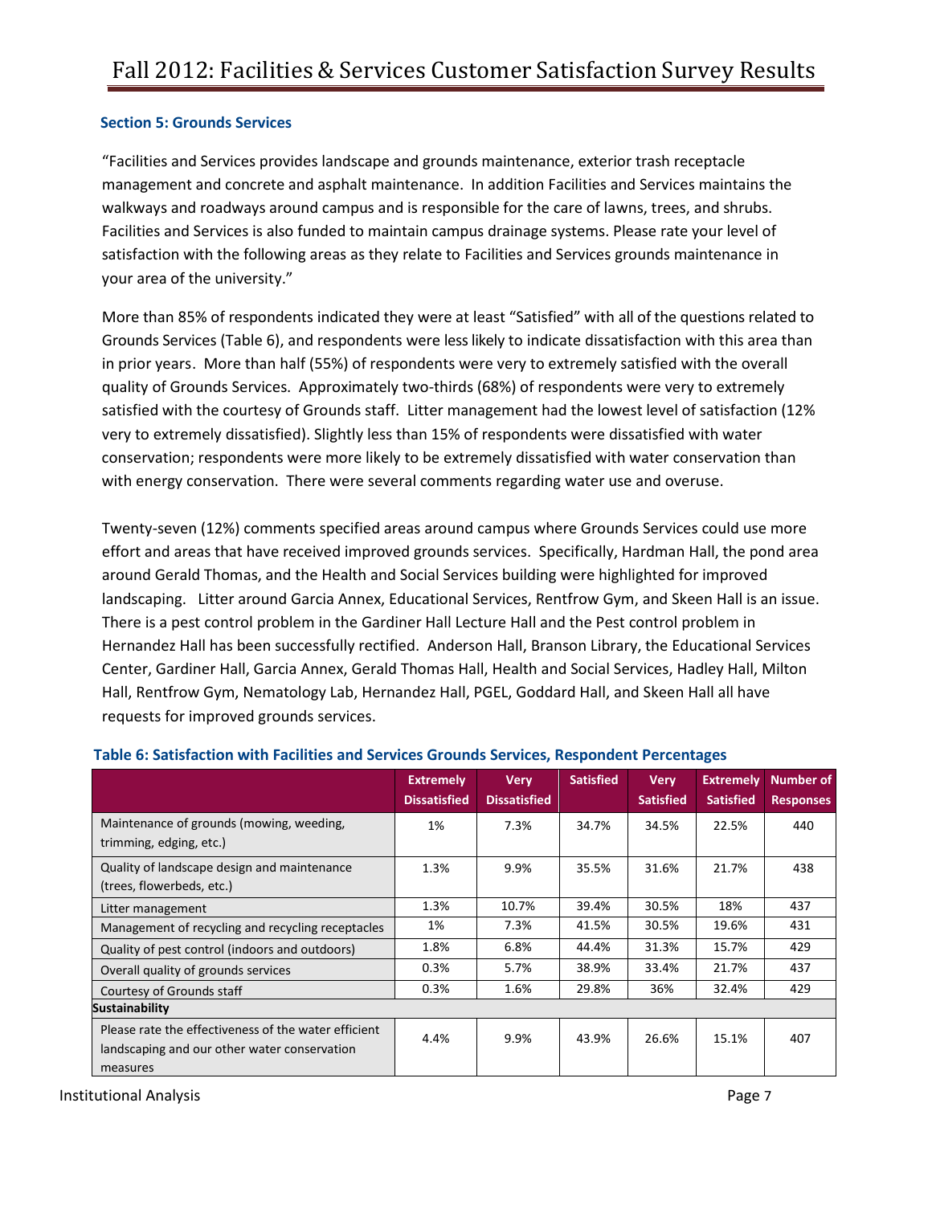### Section 5: Grounds Services

"Facilities and Services provides landscape and grounds maintenance, exterior trash receptacle management and concrete and asphalt maintenance. In addition Facilities and Services maintains the walkways and roadways around campus and is responsible for the care of lawns, trees, and shrubs. Facilities and Services is also funded to maintain campus drainage systems. Please rate your level of satisfaction with the following areas as they relate to Facilities and Services grounds maintenance in your area of the university."

More than 85% of respondents indicated they were at least "Satisfied" with all of the questions related to Grounds Services (Table 6), and respondents were less likely to indicate dissatisfaction with this area than in prior years. More than half (55%) of respondents were very to extremely satisfied with the overall quality of Grounds Services. Approximately two-thirds (68%) of respondents were very to extremely satisfied with the courtesy of Grounds staff. Litter management had the lowest level of satisfaction (12% very to extremely dissatisfied). Slightly less than 15% of respondents were dissatisfied with water conservation; respondents were more likely to be extremely dissatisfied with water conservation than with energy conservation. There were several comments regarding water use and overuse.

Twenty-seven (12%) comments specified areas around campus where Grounds Services could use more effort and areas that have received improved grounds services. Specifically, Hardman Hall, the pond area around Gerald Thomas, and the Health and Social Services building were highlighted for improved landscaping. Litter around Garcia Annex, Educational Services, Rentfrow Gym, and Skeen Hall is an issue. There is a pest control problem in the Gardiner Hall Lecture Hall and the Pest control problem in Hernandez Hall has been successfully rectified. Anderson Hall, Branson Library, the Educational Services Center, Gardiner Hall, Garcia Annex, Gerald Thomas Hall, Health and Social Services, Hadley Hall, Milton Hall, Rentfrow Gym, Nematology Lab, Hernandez Hall, PGEL, Goddard Hall, and Skeen Hall all have requests for improved grounds services.

**Table 6: Satisfaction with Facilities and Services Grounds Services, Respondent Percentages**

| | Extremely Dissatisfied | Very Dissatisfied | Satisfied | Very Satisfied | Extremely Satisfied | Number of Responses |
|---|---|---|---|---|---|---|
| Maintenance of grounds (mowing, weeding, trimming, edging, etc.) | 1% | 7.3% | 34.7% | 34.5% | 22.5% | 440 |
| Quality of landscape design and maintenance (trees, flowerbeds, etc.) | 1.3% | 9.9% | 35.5% | 31.6% | 21.7% | 438 |
| Litter management | 1.3% | 10.7% | 39.4% | 30.5% | 18% | 437 |
| Management of recycling and recycling receptacles | 1% | 7.3% | 41.5% | 30.5% | 19.6% | 431 |
| Quality of pest control (indoors and outdoors) | 1.8% | 6.8% | 44.4% | 31.3% | 15.7% | 429 |
| Overall quality of grounds services | 0.3% | 5.7% | 38.9% | 33.4% | 21.7% | 437 |
| Courtesy of Grounds staff | 0.3% | 1.6% | 29.8% | 36% | 32.4% | 429 |
| **Sustainability** | | | | | | |
| Please rate the effectiveness of the water efficient landscaping and our other water conservation measures | 4.4% | 9.9% | 43.9% | 26.6% | 15.1% | 407 |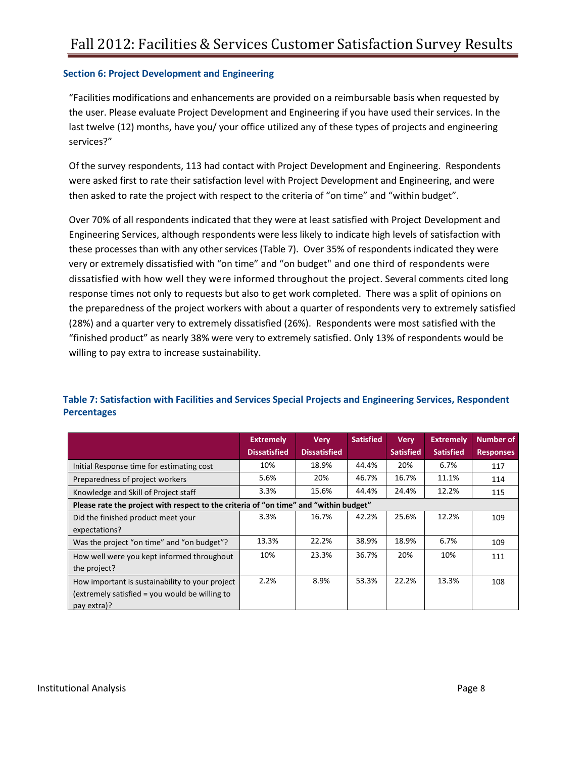### Section 6: Project Development and Engineering

"Facilities modifications and enhancements are provided on a reimbursable basis when requested by the user. Please evaluate Project Development and Engineering if you have used their services. In the last twelve (12) months, have you/ your office utilized any of these types of projects and engineering services?"

Of the survey respondents, 113 had contact with Project Development and Engineering. Respondents were asked first to rate their satisfaction level with Project Development and Engineering, and were then asked to rate the project with respect to the criteria of "on time" and "within budget".

Over 70% of all respondents indicated that they were at least satisfied with Project Development and Engineering Services, although respondents were less likely to indicate high levels of satisfaction with these processes than with any other services (Table 7). Over 35% of respondents indicated they were very or extremely dissatisfied with "on time" and "on budget" and one third of respondents were dissatisfied with how well they were informed throughout the project. Several comments cited long response times not only to requests but also to get work completed. There was a split of opinions on the preparedness of the project workers with about a quarter of respondents very to extremely satisfied (28%) and a quarter very to extremely dissatisfied (26%). Respondents were most satisfied with the "finished product" as nearly 38% were very to extremely satisfied. Only 13% of respondents would be willing to pay extra to increase sustainability.

**Table 7: Satisfaction with Facilities and Services Special Projects and Engineering Services, Respondent Percentages**

| | Extremely Dissatisfied | Very Dissatisfied | Satisfied | Very Satisfied | Extremely Satisfied | Number of Responses |
|---|---|---|---|---|---|---|
| Initial Response time for estimating cost | 10% | 18.9% | 44.4% | 20% | 6.7% | 117 |
| Preparedness of project workers | 5.6% | 20% | 46.7% | 16.7% | 11.1% | 114 |
| Knowledge and Skill of Project staff | 3.3% | 15.6% | 44.4% | 24.4% | 12.2% | 115 |
| **Please rate the project with respect to the criteria of "on time" and "within budget"** | | | | | | |
| Did the finished product meet your expectations? | 3.3% | 16.7% | 42.2% | 25.6% | 12.2% | 109 |
| Was the project "on time" and "on budget"? | 13.3% | 22.2% | 38.9% | 18.9% | 6.7% | 109 |
| How well were you kept informed throughout the project? | 10% | 23.3% | 36.7% | 20% | 10% | 111 |
| How important is sustainability to your project (extremely satisfied = you would be willing to pay extra)? | 2.2% | 8.9% | 53.3% | 22.2% | 13.3% | 108 |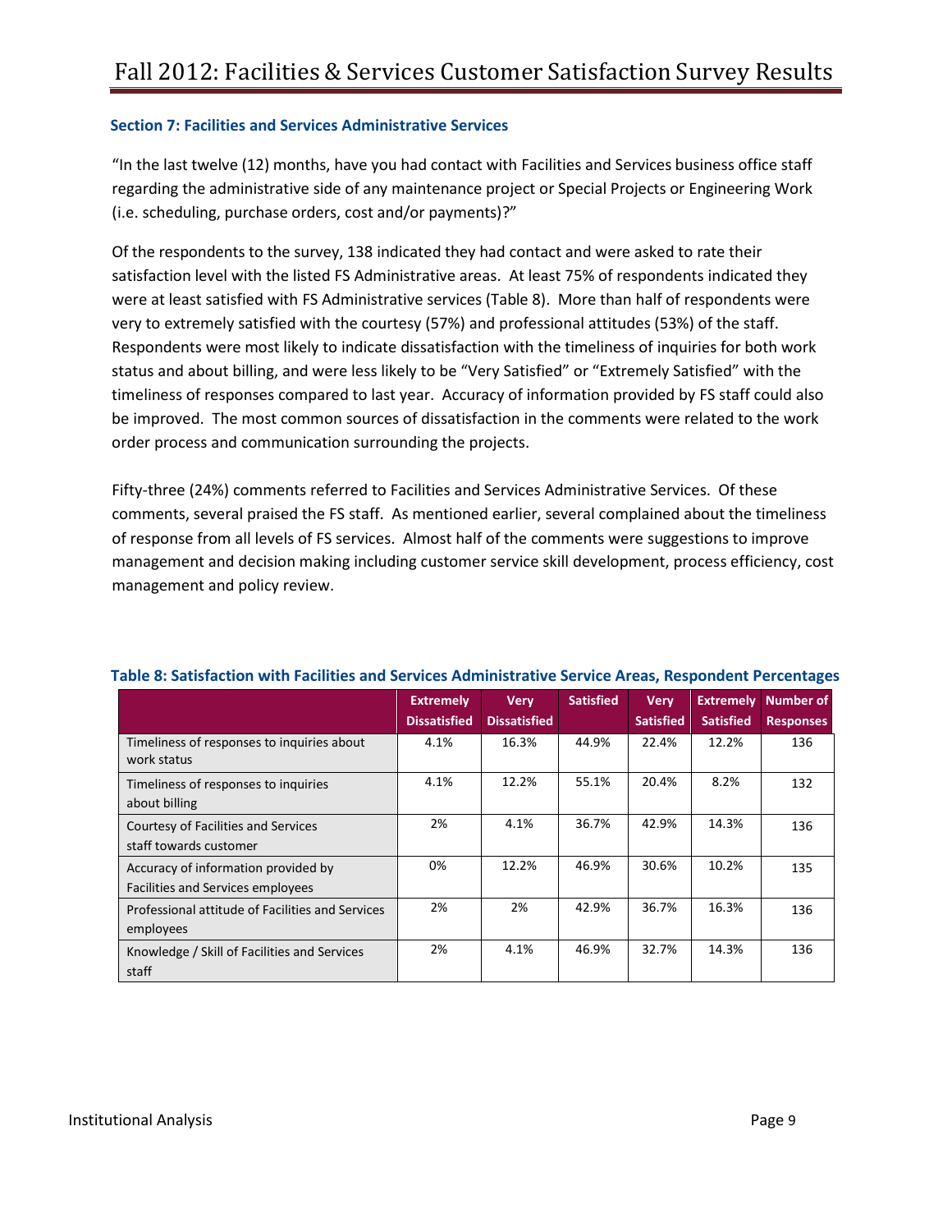### Section 7: Facilities and Services Administrative Services

"In the last twelve (12) months, have you had contact with Facilities and Services business office staff regarding the administrative side of any maintenance project or Special Projects or Engineering Work (i.e. scheduling, purchase orders, cost and/or payments)?"

Of the respondents to the survey, 138 indicated they had contact and were asked to rate their satisfaction level with the listed FS Administrative areas. At least 75% of respondents indicated they were at least satisfied with FS Administrative services (Table 8). More than half of respondents were very to extremely satisfied with the courtesy (57%) and professional attitudes (53%) of the staff. Respondents were most likely to indicate dissatisfaction with the timeliness of inquiries for both work status and about billing, and were less likely to be "Very Satisfied" or "Extremely Satisfied" with the timeliness of responses compared to last year. Accuracy of information provided by FS staff could also be improved. The most common sources of dissatisfaction in the comments were related to the work order process and communication surrounding the projects.

Fifty-three (24%) comments referred to Facilities and Services Administrative Services. Of these comments, several praised the FS staff. As mentioned earlier, several complained about the timeliness of response from all levels of FS services. Almost half of the comments were suggestions to improve management and decision making including customer service skill development, process efficiency, cost management and policy review.

**Table 8: Satisfaction with Facilities and Services Administrative Service Areas, Respondent Percentages**

| | Extremely Dissatisfied | Very Dissatisfied | Satisfied | Very Satisfied | Extremely Satisfied | Number of Responses |
|---|---|---|---|---|---|---|
| Timeliness of responses to inquiries about work status | 4.1% | 16.3% | 44.9% | 22.4% | 12.2% | 136 |
| Timeliness of responses to inquiries about billing | 4.1% | 12.2% | 55.1% | 20.4% | 8.2% | 132 |
| Courtesy of Facilities and Services staff towards customer | 2% | 4.1% | 36.7% | 42.9% | 14.3% | 136 |
| Accuracy of information provided by Facilities and Services employees | 0% | 12.2% | 46.9% | 30.6% | 10.2% | 135 |
| Professional attitude of Facilities and Services employees | 2% | 2% | 42.9% | 36.7% | 16.3% | 136 |
| Knowledge / Skill of Facilities and Services staff | 2% | 4.1% | 46.9% | 32.7% | 14.3% | 136 |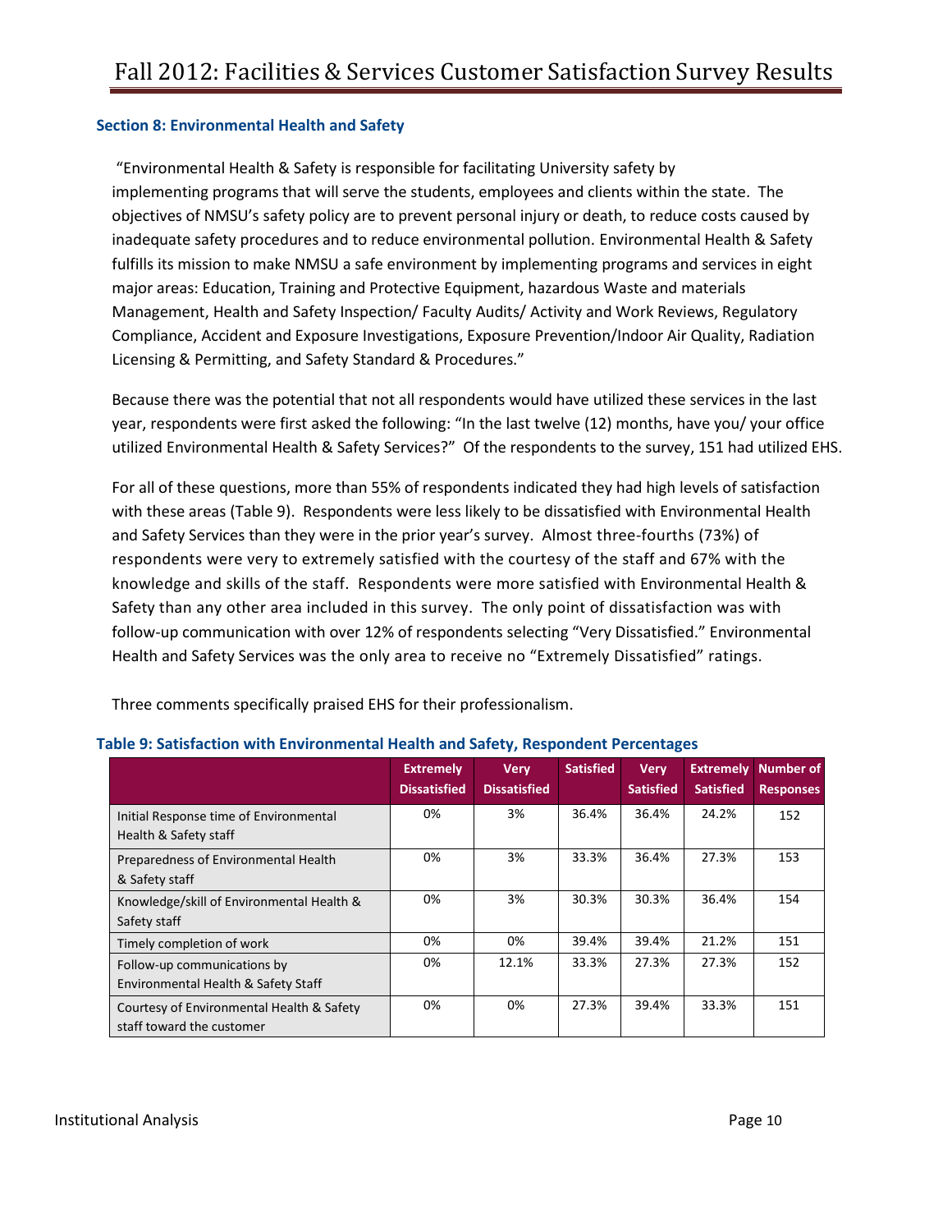### Section 8: Environmental Health and Safety

"Environmental Health & Safety is responsible for facilitating University safety by implementing programs that will serve the students, employees and clients within the state. The objectives of NMSU's safety policy are to prevent personal injury or death, to reduce costs caused by inadequate safety procedures and to reduce environmental pollution. Environmental Health & Safety fulfills its mission to make NMSU a safe environment by implementing programs and services in eight major areas: Education, Training and Protective Equipment, hazardous Waste and materials Management, Health and Safety Inspection/ Faculty Audits/ Activity and Work Reviews, Regulatory Compliance, Accident and Exposure Investigations, Exposure Prevention/Indoor Air Quality, Radiation Licensing & Permitting, and Safety Standard & Procedures."

Because there was the potential that not all respondents would have utilized these services in the last year, respondents were first asked the following: "In the last twelve (12) months, have you/ your office utilized Environmental Health & Safety Services?" Of the respondents to the survey, 151 had utilized EHS.

For all of these questions, more than 55% of respondents indicated they had high levels of satisfaction with these areas (Table 9). Respondents were less likely to be dissatisfied with Environmental Health and Safety Services than they were in the prior year's survey. Almost three-fourths (73%) of respondents were very to extremely satisfied with the courtesy of the staff and 67% with the knowledge and skills of the staff. Respondents were more satisfied with Environmental Health & Safety than any other area included in this survey. The only point of dissatisfaction was with follow-up communication with over 12% of respondents selecting "Very Dissatisfied." Environmental Health and Safety Services was the only area to receive no "Extremely Dissatisfied" ratings.

Three comments specifically praised EHS for their professionalism.

**Table 9: Satisfaction with Environmental Health and Safety, Respondent Percentages**

| | Extremely Dissatisfied | Very Dissatisfied | Satisfied | Very Satisfied | Extremely Satisfied | Number of Responses |
|---|---|---|---|---|---|---|
| Initial Response time of Environmental Health & Safety staff | 0% | 3% | 36.4% | 36.4% | 24.2% | 152 |
| Preparedness of Environmental Health & Safety staff | 0% | 3% | 33.3% | 36.4% | 27.3% | 153 |
| Knowledge/skill of Environmental Health & Safety staff | 0% | 3% | 30.3% | 30.3% | 36.4% | 154 |
| Timely completion of work | 0% | 0% | 39.4% | 39.4% | 21.2% | 151 |
| Follow-up communications by Environmental Health & Safety Staff | 0% | 12.1% | 33.3% | 27.3% | 27.3% | 152 |
| Courtesy of Environmental Health & Safety staff toward the customer | 0% | 0% | 27.3% | 39.4% | 33.3% | 151 |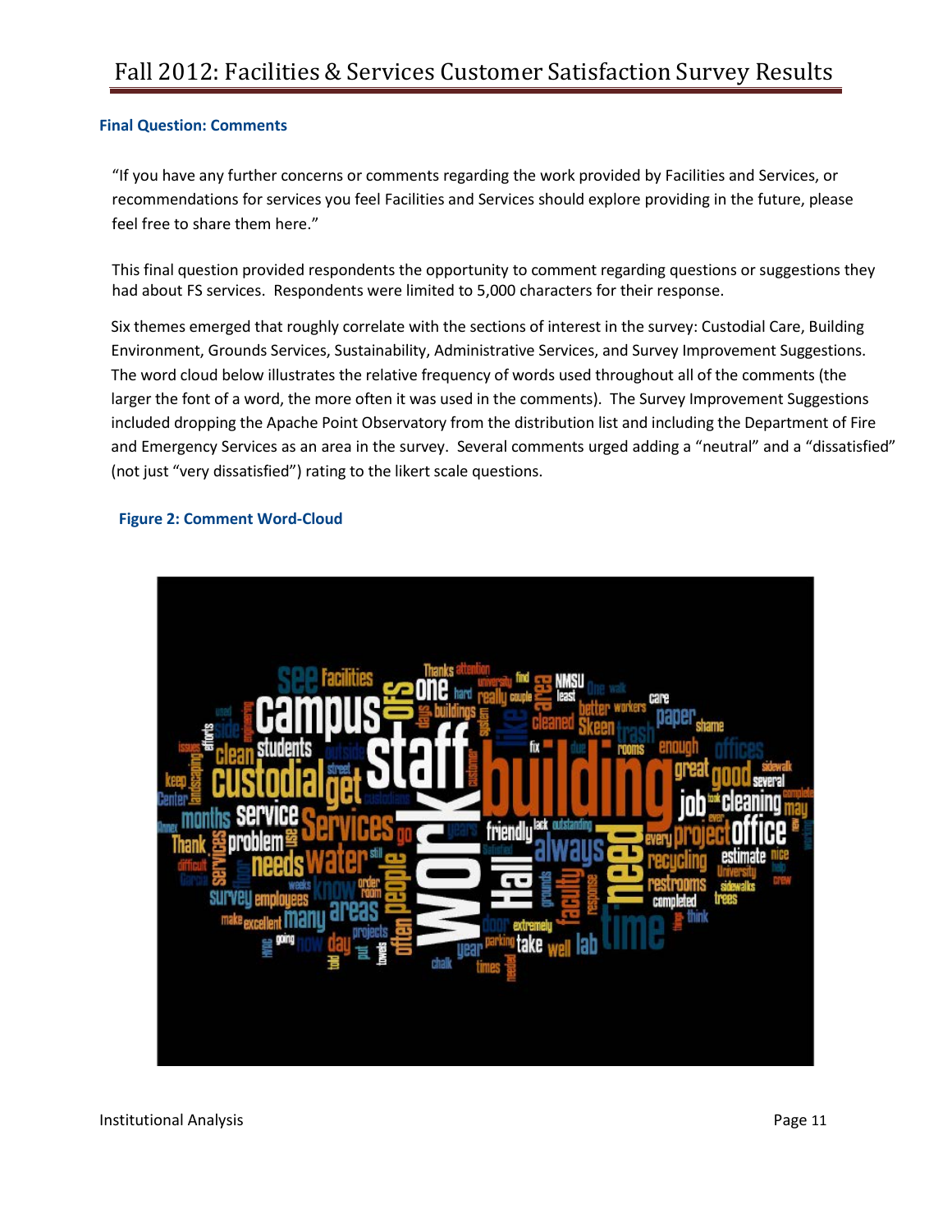#### Final Question: Comments

"If you have any further concerns or comments regarding the work provided by Facilities and Services, or recommendations for services you feel Facilities and Services should explore providing in the future, please feel free to share them here."

This final question provided respondents the opportunity to comment regarding questions or suggestions they had about FS services. Respondents were limited to 5,000 characters for their response.

Six themes emerged that roughly correlate with the sections of interest in the survey: Custodial Care, Building Environment, Grounds Services, Sustainability, Administrative Services, and Survey Improvement Suggestions. The word cloud below illustrates the relative frequency of words used throughout all of the comments (the larger the font of a word, the more often it was used in the comments). The Survey Improvement Suggestions included dropping the Apache Point Observatory from the distribution list and including the Department of Fire and Emergency Services as an area in the survey. Several comments urged adding a "neutral" and a "dissatisfied" (not just "very dissatisfied") rating to the likert scale questions.

**Figure 2: Comment Word-Cloud**